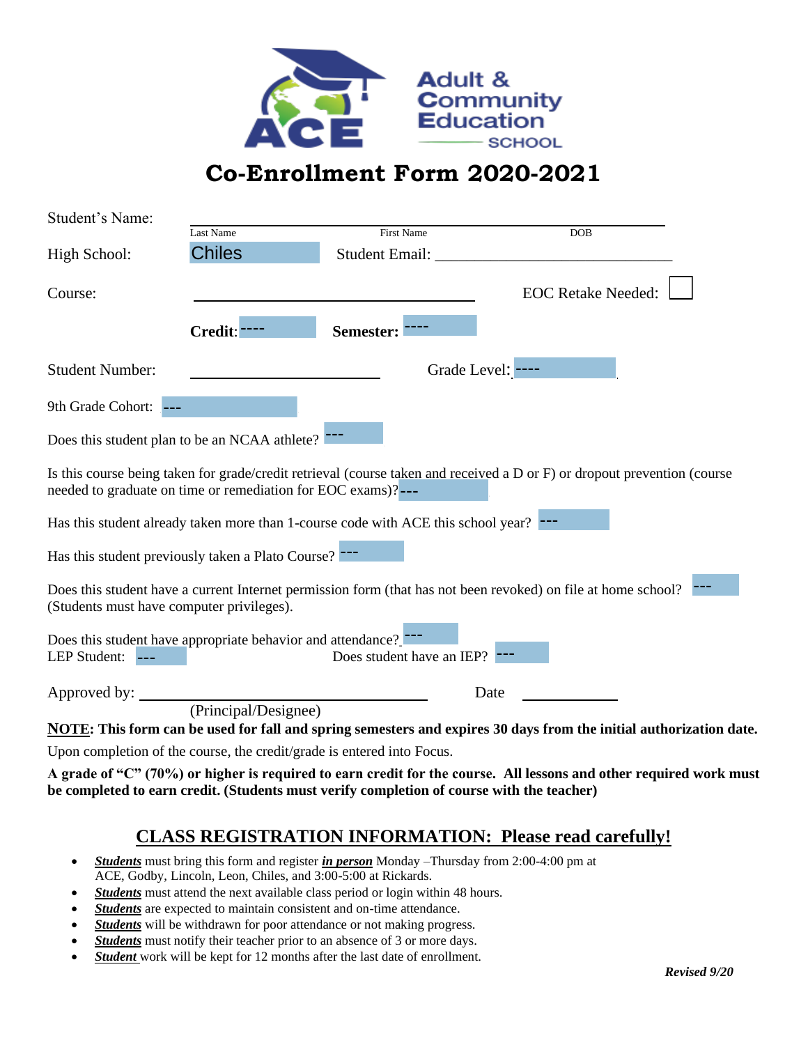Adult & Community Education SCHOOL

ACE

# Co-Enrollment Form 2020-2021

Student's Name: ______________________________________________
Last Name First Name DOB

High School: Chiles Student Email: ______________________________

Course: ______________________________ EOC Retake Needed: ☐

**Credit**: ---- **Semester:** ----

Student Number: ____________________ Grade Level: ----

9th Grade Cohort: ---

Does this student plan to be an NCAA athlete? ---

Is this course being taken for grade/credit retrieval (course taken and received a D or F) or dropout prevention (course needed to graduate on time or remediation for EOC exams)? ---

Has this student already taken more than 1-course code with ACE this school year? ---

Has this student previously taken a Plato Course? ---

Does this student have a current Internet permission form (that has not been revoked) on file at home school? (Students must have computer privileges). ---

Does this student have appropriate behavior and attendance? ---
LEP Student: --- Does student have an IEP? ---

Approved by: ______________________________ Date ____________
(Principal/Designee)

**NOTE: This form can be used for fall and spring semesters and expires 30 days from the initial authorization date.**

Upon completion of the course, the credit/grade is entered into Focus.

**A grade of "C" (70%) or higher is required to earn credit for the course. All lessons and other required work must be completed to earn credit. (Students must verify completion of course with the teacher)**

## CLASS REGISTRATION INFORMATION: Please read carefully!

- ***Students*** must bring this form and register ***in person*** Monday –Thursday from 2:00-4:00 pm at ACE, Godby, Lincoln, Leon, Chiles, and 3:00-5:00 at Rickards.
- ***Students*** must attend the next available class period or login within 48 hours.
- ***Students*** are expected to maintain consistent and on-time attendance.
- ***Students*** will be withdrawn for poor attendance or not making progress.
- ***Students*** must notify their teacher prior to an absence of 3 or more days.
- ***Student*** work will be kept for 12 months after the last date of enrollment.

***Revised 9/20***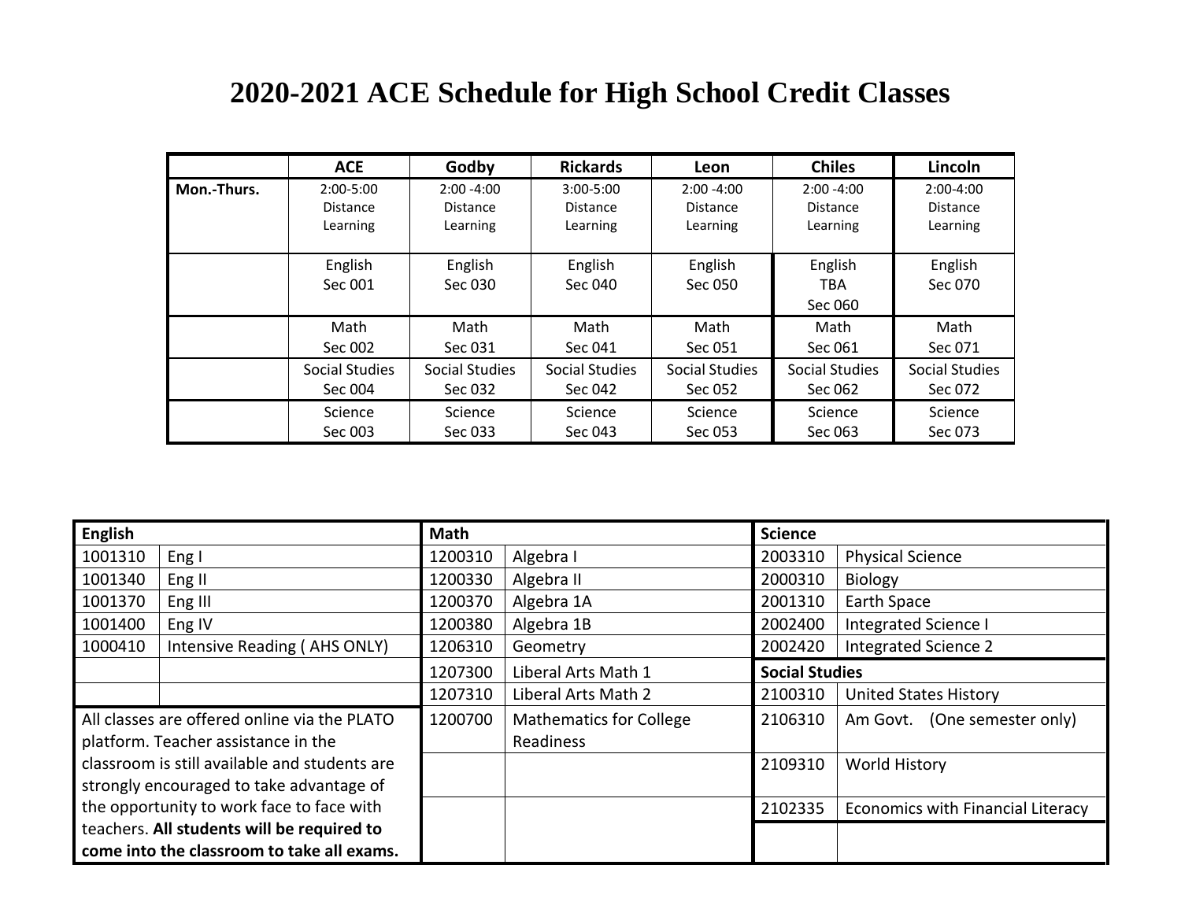# 2020-2021 ACE Schedule for High School Credit Classes

| | ACE | Godby | Rickards | Leon | Chiles | Lincoln |
|---|---|---|---|---|---|---|
| Mon.-Thurs. | 2:00-5:00 Distance Learning | 2:00 -4:00 Distance Learning | 3:00-5:00 Distance Learning | 2:00 -4:00 Distance Learning | 2:00 -4:00 Distance Learning | 2:00-4:00 Distance Learning |
| | English Sec 001 | English Sec 030 | English Sec 040 | English Sec 050 | English TBA Sec 060 | English Sec 070 |
| | Math Sec 002 | Math Sec 031 | Math Sec 041 | Math Sec 051 | Math Sec 061 | Math Sec 071 |
| | Social Studies Sec 004 | Social Studies Sec 032 | Social Studies Sec 042 | Social Studies Sec 052 | Social Studies Sec 062 | Social Studies Sec 072 |
| | Science Sec 003 | Science Sec 033 | Science Sec 043 | Science Sec 053 | Science Sec 063 | Science Sec 073 |

| English | | Math | | Science | |
|---|---|---|---|---|---|
| 1001310 | Eng I | 1200310 | Algebra I | 2003310 | Physical Science |
| 1001340 | Eng II | 1200330 | Algebra II | 2000310 | Biology |
| 1001370 | Eng III | 1200370 | Algebra 1A | 2001310 | Earth Space |
| 1001400 | Eng IV | 1200380 | Algebra 1B | 2002400 | Integrated Science I |
| 1000410 | Intensive Reading ( AHS ONLY) | 1206310 | Geometry | 2002420 | Integrated Science 2 |
| | | 1207300 | Liberal Arts Math 1 | **Social Studies** | |
| | | 1207310 | Liberal Arts Math 2 | 2100310 | United States History |
| All classes are offered online via the PLATO platform. Teacher assistance in the classroom is still available and students are strongly encouraged to take advantage of the opportunity to work face to face with teachers. **All students will be required to come into the classroom to take all exams.** | | 1200700 | Mathematics for College Readiness | 2106310 | Am Govt. (One semester only) |
| | | | | 2109310 | World History |
| | | | | 2102335 | Economics with Financial Literacy |
| | | | | | |